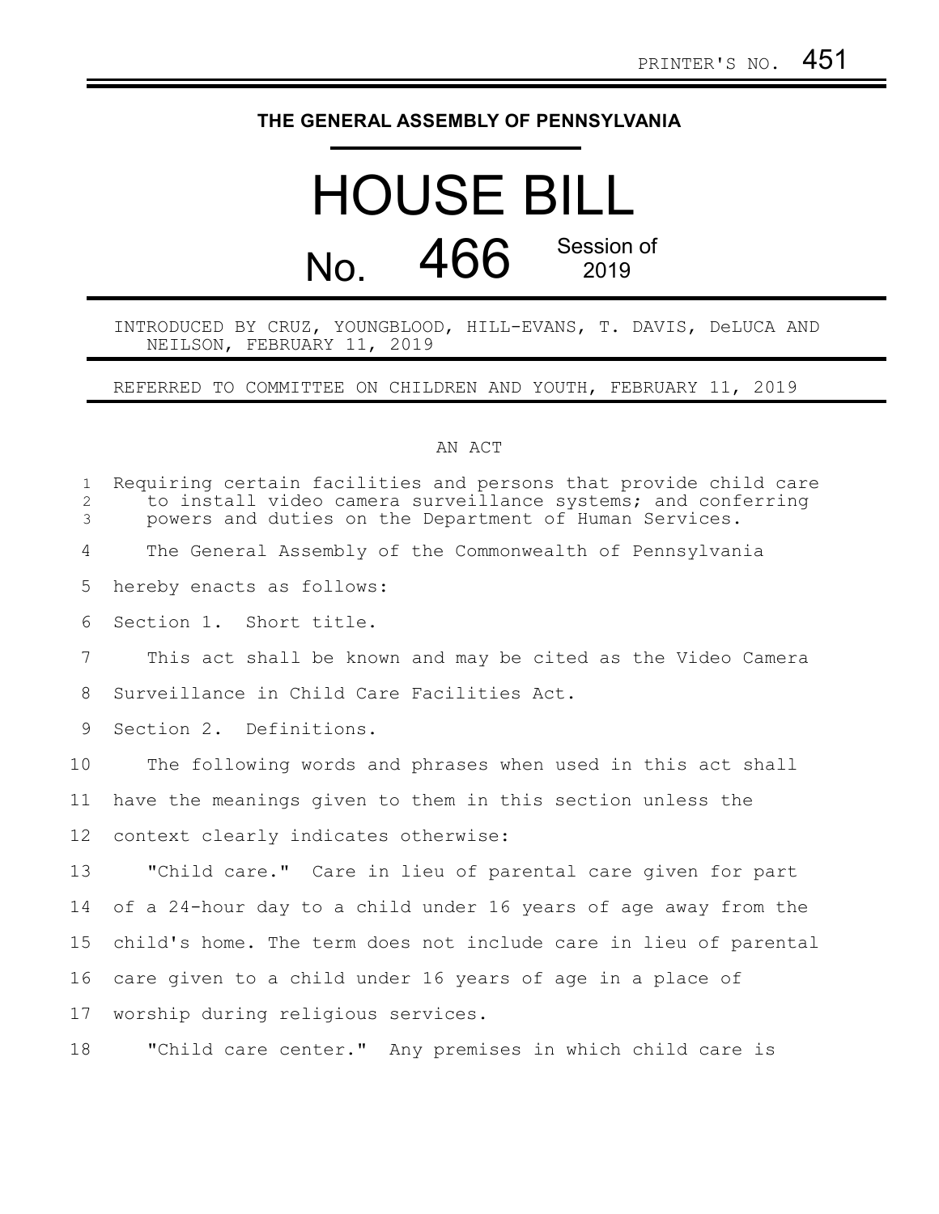PRINTER'S NO. 451

# THE GENERAL ASSEMBLY OF PENNSYLVANIA

# HOUSE BILL

## No. 466 Session of 2019

INTRODUCED BY CRUZ, YOUNGBLOOD, HILL-EVANS, T. DAVIS, DeLUCA AND NEILSON, FEBRUARY 11, 2019

REFERRED TO COMMITTEE ON CHILDREN AND YOUTH, FEBRUARY 11, 2019

AN ACT

Requiring certain facilities and persons that provide child care to install video camera surveillance systems; and conferring powers and duties on the Department of Human Services.

The General Assembly of the Commonwealth of Pennsylvania hereby enacts as follows:

Section 1. Short title.

This act shall be known and may be cited as the Video Camera Surveillance in Child Care Facilities Act.

Section 2. Definitions.

The following words and phrases when used in this act shall have the meanings given to them in this section unless the context clearly indicates otherwise:

"Child care." Care in lieu of parental care given for part of a 24-hour day to a child under 16 years of age away from the child's home. The term does not include care in lieu of parental care given to a child under 16 years of age in a place of worship during religious services.

"Child care center." Any premises in which child care is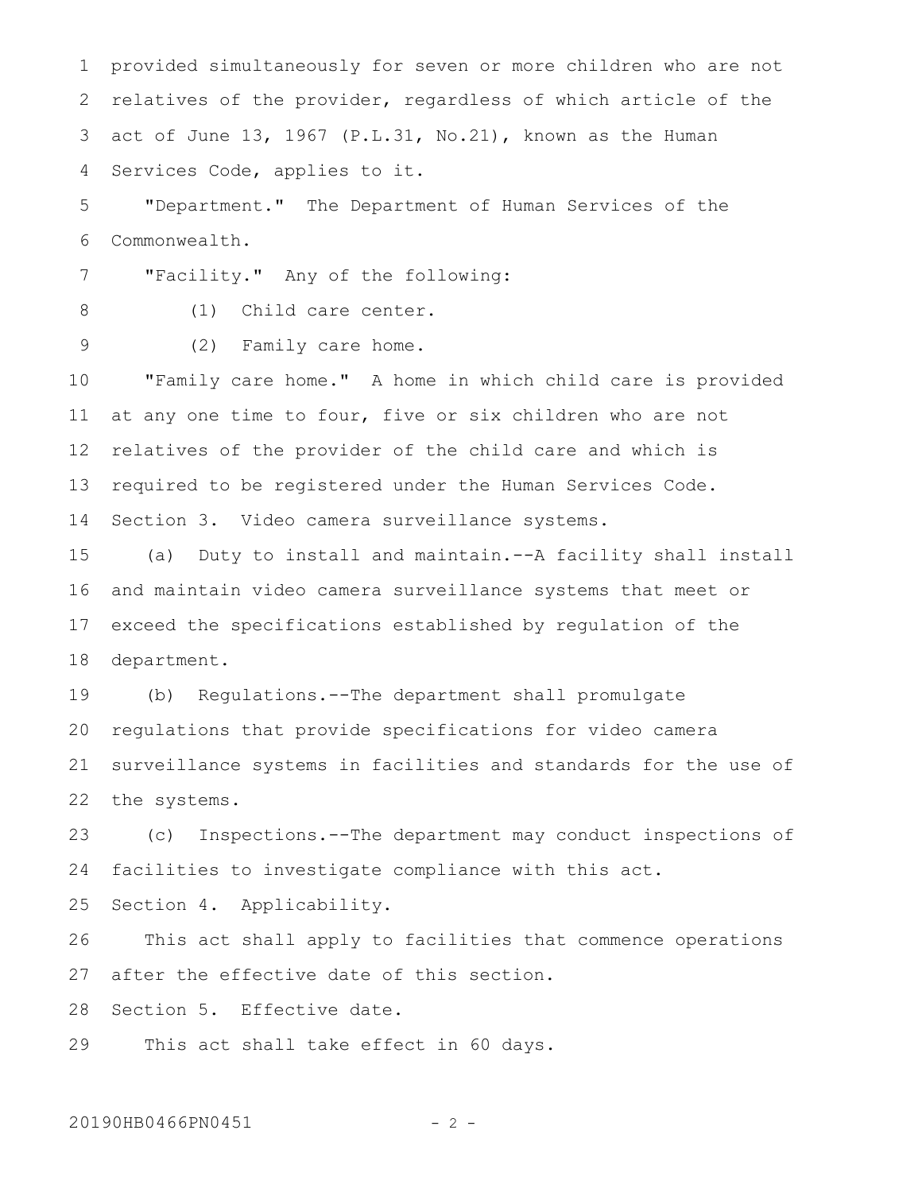provided simultaneously for seven or more children who are not relatives of the provider, regardless of which article of the act of June 13, 1967 (P.L.31, No.21), known as the Human Services Code, applies to it.

"Department." The Department of Human Services of the Commonwealth.

"Facility." Any of the following:

(1) Child care center.

(2) Family care home.

"Family care home." A home in which child care is provided at any one time to four, five or six children who are not relatives of the provider of the child care and which is required to be registered under the Human Services Code.

Section 3. Video camera surveillance systems.

(a) Duty to install and maintain.--A facility shall install and maintain video camera surveillance systems that meet or exceed the specifications established by regulation of the department.

(b) Regulations.--The department shall promulgate regulations that provide specifications for video camera surveillance systems in facilities and standards for the use of the systems.

(c) Inspections.--The department may conduct inspections of facilities to investigate compliance with this act.

Section 4. Applicability.

This act shall apply to facilities that commence operations after the effective date of this section.

Section 5. Effective date.

This act shall take effect in 60 days.